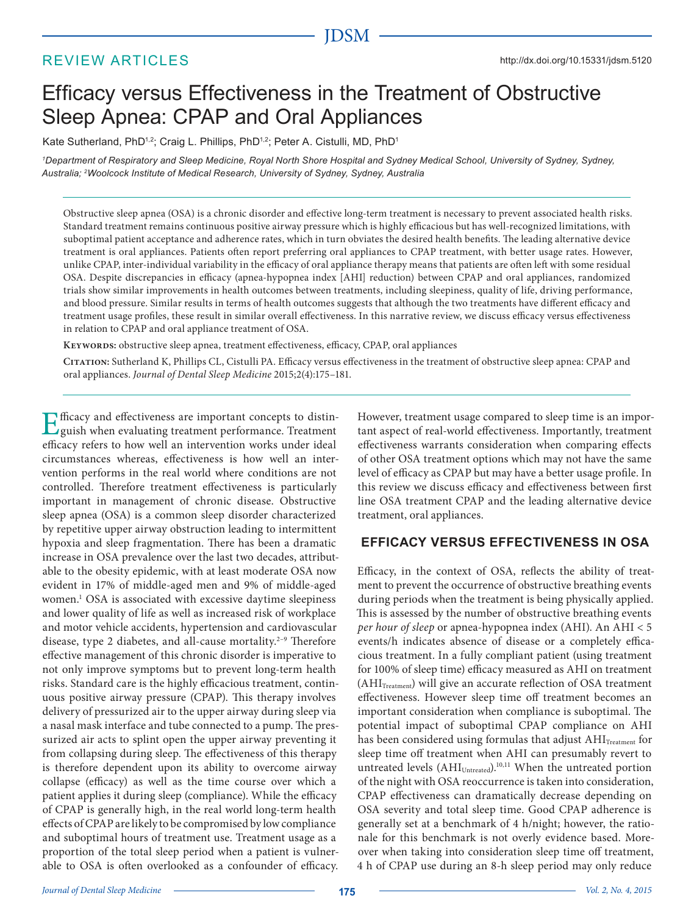REVIEW ARTICLES

http://dx.doi.org/10.15331/jdsm.5120

# Efficacy versus Effectiveness in the Treatment of Obstructive Sleep Apnea: CPAP and Oral Appliances

Kate Sutherland, PhD[1,2]; Craig L. Phillips, PhD[1,2]; Peter A. Cistulli, MD, PhD[1]

*[1]Department of Respiratory and Sleep Medicine, Royal North Shore Hospital and Sydney Medical School, University of Sydney, Sydney, Australia; [2]Woolcock Institute of Medical Research, University of Sydney, Sydney, Australia*

Obstructive sleep apnea (OSA) is a chronic disorder and effective long-term treatment is necessary to prevent associated health risks. Standard treatment remains continuous positive airway pressure which is highly efficacious but has well-recognized limitations, with suboptimal patient acceptance and adherence rates, which in turn obviates the desired health benefits. The leading alternative device treatment is oral appliances. Patients often report preferring oral appliances to CPAP treatment, with better usage rates. However, unlike CPAP, inter-individual variability in the efficacy of oral appliance therapy means that patients are often left with some residual OSA. Despite discrepancies in efficacy (apnea-hypopnea index [AHI] reduction) between CPAP and oral appliances, randomized trials show similar improvements in health outcomes between treatments, including sleepiness, quality of life, driving performance, and blood pressure. Similar results in terms of health outcomes suggests that although the two treatments have different efficacy and treatment usage profiles, these result in similar overall effectiveness. In this narrative review, we discuss efficacy versus effectiveness in relation to CPAP and oral appliance treatment of OSA.

**Keywords:** obstructive sleep apnea, treatment effectiveness, efficacy, CPAP, oral appliances

**Citation:** Sutherland K, Phillips CL, Cistulli PA. Efficacy versus effectiveness in the treatment of obstructive sleep apnea: CPAP and oral appliances. *Journal of Dental Sleep Medicine* 2015;2(4):175–181.

Efficacy and effectiveness are important concepts to distinguish when evaluating treatment performance. Treatment efficacy refers to how well an intervention works under ideal circumstances whereas, effectiveness is how well an intervention performs in the real world where conditions are not controlled. Therefore treatment effectiveness is particularly important in management of chronic disease. Obstructive sleep apnea (OSA) is a common sleep disorder characterized by repetitive upper airway obstruction leading to intermittent hypoxia and sleep fragmentation. There has been a dramatic increase in OSA prevalence over the last two decades, attributable to the obesity epidemic, with at least moderate OSA now evident in 17% of middle-aged men and 9% of middle-aged women.[1] OSA is associated with excessive daytime sleepiness and lower quality of life as well as increased risk of workplace and motor vehicle accidents, hypertension and cardiovascular disease, type 2 diabetes, and all-cause mortality.[2–9] Therefore effective management of this chronic disorder is imperative to not only improve symptoms but to prevent long-term health risks. Standard care is the highly efficacious treatment, continuous positive airway pressure (CPAP). This therapy involves delivery of pressurized air to the upper airway during sleep via a nasal mask interface and tube connected to a pump. The pressurized air acts to splint open the upper airway preventing it from collapsing during sleep. The effectiveness of this therapy is therefore dependent upon its ability to overcome airway collapse (efficacy) as well as the time course over which a patient applies it during sleep (compliance). While the efficacy of CPAP is generally high, in the real world long-term health effects of CPAP are likely to be compromised by low compliance and suboptimal hours of treatment use. Treatment usage as a proportion of the total sleep period when a patient is vulnerable to OSA is often overlooked as a confounder of efficacy. However, treatment usage compared to sleep time is an important aspect of real-world effectiveness. Importantly, treatment effectiveness warrants consideration when comparing effects of other OSA treatment options which may not have the same level of efficacy as CPAP but may have a better usage profile. In this review we discuss efficacy and effectiveness between first line OSA treatment CPAP and the leading alternative device treatment, oral appliances.

## EFFICACY VERSUS EFFECTIVENESS IN OSA

Efficacy, in the context of OSA, reflects the ability of treatment to prevent the occurrence of obstructive breathing events during periods when the treatment is being physically applied. This is assessed by the number of obstructive breathing events *per hour of sleep* or apnea-hypopnea index (AHI). An AHI < 5 events/h indicates absence of disease or a completely efficacious treatment. In a fully compliant patient (using treatment for 100% of sleep time) efficacy measured as AHI on treatment ($AHI_{Treatment}$) will give an accurate reflection of OSA treatment effectiveness. However sleep time off treatment becomes an important consideration when compliance is suboptimal. The potential impact of suboptimal CPAP compliance on AHI has been considered using formulas that adjust $AHI_{Treatment}$ for sleep time off treatment when AHI can presumably revert to untreated levels ($AHI_{Untreated}$).[10,11] When the untreated portion of the night with OSA reoccurrence is taken into consideration, CPAP effectiveness can dramatically decrease depending on OSA severity and total sleep time. Good CPAP adherence is generally set at a benchmark of 4 h/night; however, the rationale for this benchmark is not overly evidence based. Moreover when taking into consideration sleep time off treatment, 4 h of CPAP use during an 8-h sleep period may only reduce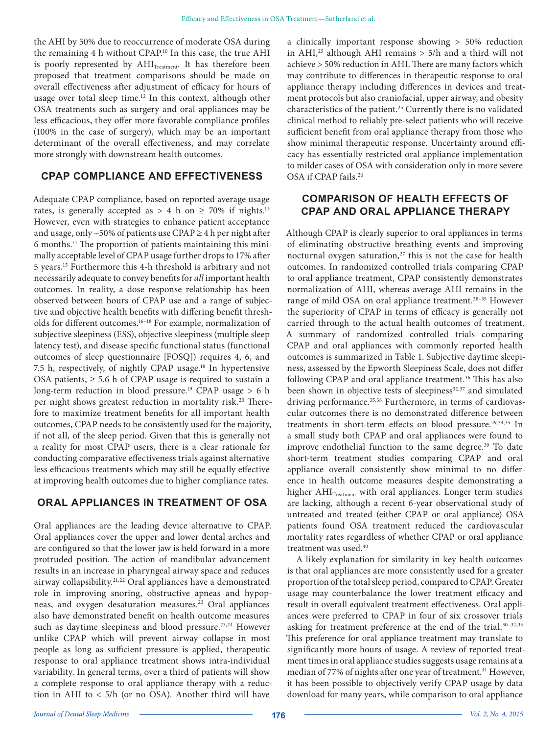the AHI by 50% due to reoccurrence of moderate OSA during the remaining 4 h without CPAP.[10] In this case, the true AHI is poorly represented by $AHI_{Treatment}$. It has therefore been proposed that treatment comparisons should be made on overall effectiveness after adjustment of efficacy for hours of usage over total sleep time.[12] In this context, although other OSA treatments such as surgery and oral appliances may be less efficacious, they offer more favorable compliance profiles (100% in the case of surgery), which may be an important determinant of the overall effectiveness, and may correlate more strongly with downstream health outcomes.

## CPAP COMPLIANCE AND EFFECTIVENESS

Adequate CPAP compliance, based on reported average usage rates, is generally accepted as > 4 h on ≥ 70% if nights.[13] However, even with strategies to enhance patient acceptance and usage, only ~50% of patients use CPAP ≥ 4 h per night after 6 months.[14] The proportion of patients maintaining this minimally acceptable level of CPAP usage further drops to 17% after 5 years.[15] Furthermore this 4-h threshold is arbitrary and not necessarily adequate to convey benefits for *all* important health outcomes. In reality, a dose response relationship has been observed between hours of CPAP use and a range of subjective and objective health benefits with differing benefit thresholds for different outcomes.[16–18] For example, normalization of subjective sleepiness (ESS), objective sleepiness (multiple sleep latency test), and disease specific functional status (functional outcomes of sleep questionnaire [FOSQ]) requires 4, 6, and 7.5 h, respectively, of nightly CPAP usage.[18] In hypertensive OSA patients, ≥ 5.6 h of CPAP usage is required to sustain a long-term reduction in blood pressure.[19] CPAP usage > 6 h per night shows greatest reduction in mortality risk.[20] Therefore to maximize treatment benefits for all important health outcomes, CPAP needs to be consistently used for the majority, if not all, of the sleep period. Given that this is generally not a reality for most CPAP users, there is a clear rationale for conducting comparative effectiveness trials against alternative less efficacious treatments which may still be equally effective at improving health outcomes due to higher compliance rates.

## ORAL APPLIANCES IN TREATMENT OF OSA

Oral appliances are the leading device alternative to CPAP. Oral appliances cover the upper and lower dental arches and are configured so that the lower jaw is held forward in a more protruded position. The action of mandibular advancement results in an increase in pharyngeal airway space and reduces airway collapsibility.[21,22] Oral appliances have a demonstrated role in improving snoring, obstructive apneas and hypopneas, and oxygen desaturation measures.[23] Oral appliances also have demonstrated benefit on health outcome measures such as daytime sleepiness and blood pressure.[23,24] However unlike CPAP which will prevent airway collapse in most people as long as sufficient pressure is applied, therapeutic response to oral appliance treatment shows intra-individual variability. In general terms, over a third of patients will show a complete response to oral appliance therapy with a reduction in AHI to < 5/h (or no OSA). Another third will have a clinically important response showing > 50% reduction in AHI,[25] although AHI remains > 5/h and a third will not achieve > 50% reduction in AHI. There are many factors which may contribute to differences in therapeutic response to oral appliance therapy including differences in devices and treatment protocols but also craniofacial, upper airway, and obesity characteristics of the patient.[25] Currently there is no validated clinical method to reliably pre-select patients who will receive sufficient benefit from oral appliance therapy from those who show minimal therapeutic response. Uncertainty around efficacy has essentially restricted oral appliance implementation to milder cases of OSA with consideration only in more severe OSA if CPAP fails.[26]

## COMPARISON OF HEALTH EFFECTS OF CPAP AND ORAL APPLIANCE THERAPY

Although CPAP is clearly superior to oral appliances in terms of eliminating obstructive breathing events and improving nocturnal oxygen saturation,[27] this is not the case for health outcomes. In randomized controlled trials comparing CPAP to oral appliance treatment, CPAP consistently demonstrates normalization of AHI, whereas average AHI remains in the range of mild OSA on oral appliance treatment.[28–35] However the superiority of CPAP in terms of efficacy is generally not carried through to the actual health outcomes of treatment. A summary of randomized controlled trials comparing CPAP and oral appliances with commonly reported health outcomes is summarized in Table 1. Subjective daytime sleepiness, assessed by the Epworth Sleepiness Scale, does not differ following CPAP and oral appliance treatment.[36] This has also been shown in objective tests of sleepiness[32,37] and simulated driving performance.[35,38] Furthermore, in terms of cardiovascular outcomes there is no demonstrated difference between treatments in short-term effects on blood pressure.[29,34,35] In a small study both CPAP and oral appliances were found to improve endothelial function to the same degree.[39] To date short-term treatment studies comparing CPAP and oral appliance overall consistently show minimal to no difference in health outcome measures despite demonstrating a higher $AHI_{Treatment}$ with oral appliances. Longer term studies are lacking, although a recent 6-year observational study of untreated and treated (either CPAP or oral appliance) OSA patients found OSA treatment reduced the cardiovascular mortality rates regardless of whether CPAP or oral appliance treatment was used.[40]

A likely explanation for similarity in key health outcomes is that oral appliances are more consistently used for a greater proportion of the total sleep period, compared to CPAP. Greater usage may counterbalance the lower treatment efficacy and result in overall equivalent treatment effectiveness. Oral appliances were preferred to CPAP in four of six crossover trials asking for treatment preference at the end of the trial.[30–32,35] This preference for oral appliance treatment may translate to significantly more hours of usage. A review of reported treatment times in oral appliance studies suggests usage remains at a median of 77% of nights after one year of treatment.[41] However, it has been possible to objectively verify CPAP usage by data download for many years, while comparison to oral appliance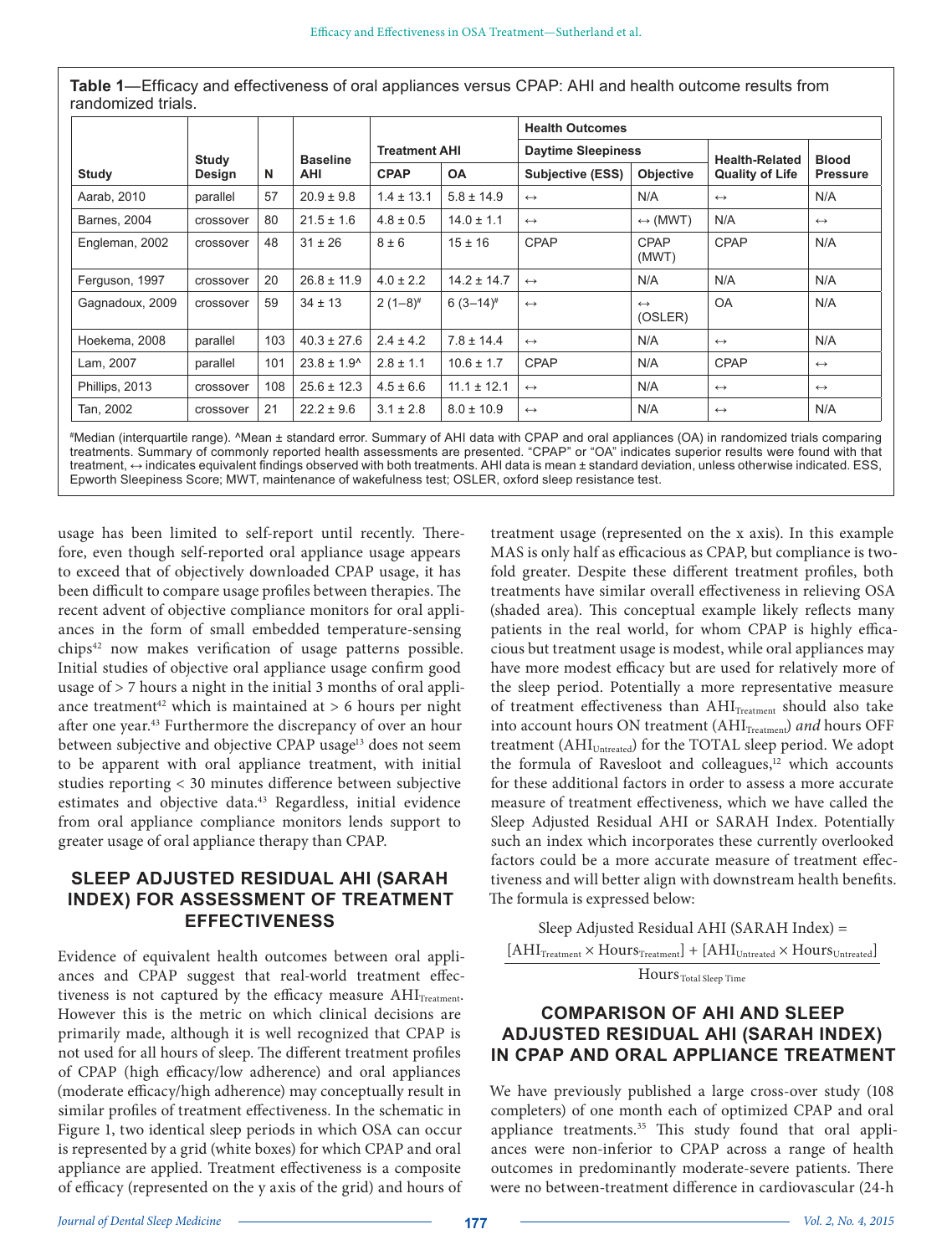**Table 1**—Efficacy and effectiveness of oral appliances versus CPAP: AHI and health outcome results from randomized trials.

| Study | Study Design | N | Baseline AHI | Treatment AHI | | Health Outcomes | | | |
|---|---|---|---|---|---|---|---|---|---|
| | | | | | | Daytime Sleepiness | | Health-Related Quality of Life | Blood Pressure |
| | | | | CPAP | OA | Subjective (ESS) | Objective | | |
| Aarab, 2010 | parallel | 57 | 20.9 ± 9.8 | 1.4 ± 13.1 | 5.8 ± 14.9 | ↔ | N/A | ↔ | N/A |
| Barnes, 2004 | crossover | 80 | 21.5 ± 1.6 | 4.8 ± 0.5 | 14.0 ± 1.1 | ↔ | ↔ (MWT) | N/A | ↔ |
| Engleman, 2002 | crossover | 48 | 31 ± 26 | 8 ± 6 | 15 ± 16 | CPAP | CPAP (MWT) | CPAP | N/A |
| Ferguson, 1997 | crossover | 20 | 26.8 ± 11.9 | 4.0 ± 2.2 | 14.2 ± 14.7 | ↔ | N/A | N/A | N/A |
| Gagnadoux, 2009 | crossover | 59 | 34 ± 13 | 2 (1–8)# | 6 (3–14)# | ↔ | ↔ (OSLER) | OA | N/A |
| Hoekema, 2008 | parallel | 103 | 40.3 ± 27.6 | 2.4 ± 4.2 | 7.8 ± 14.4 | ↔ | N/A | ↔ | N/A |
| Lam, 2007 | parallel | 101 | 23.8 ± 1.9^ | 2.8 ± 1.1 | 10.6 ± 1.7 | CPAP | N/A | CPAP | ↔ |
| Phillips, 2013 | crossover | 108 | 25.6 ± 12.3 | 4.5 ± 6.6 | 11.1 ± 12.1 | ↔ | N/A | ↔ | ↔ |
| Tan, 2002 | crossover | 21 | 22.2 ± 9.6 | 3.1 ± 2.8 | 8.0 ± 10.9 | ↔ | N/A | ↔ | N/A |

#Median (interquartile range). ^Mean ± standard error. Summary of AHI data with CPAP and oral appliances (OA) in randomized trials comparing treatments. Summary of commonly reported health assessments are presented. "CPAP" or "OA" indicates superior results were found with that treatment, ↔ indicates equivalent findings observed with both treatments. AHI data is mean ± standard deviation, unless otherwise indicated. ESS, Epworth Sleepiness Score; MWT, maintenance of wakefulness test; OSLER, oxford sleep resistance test.

usage has been limited to self-report until recently. Therefore, even though self-reported oral appliance usage appears to exceed that of objectively downloaded CPAP usage, it has been difficult to compare usage profiles between therapies. The recent advent of objective compliance monitors for oral appliances in the form of small embedded temperature-sensing chips[42] now makes verification of usage patterns possible. Initial studies of objective oral appliance usage confirm good usage of > 7 hours a night in the initial 3 months of oral appliance treatment[42] which is maintained at > 6 hours per night after one year.[43] Furthermore the discrepancy of over an hour between subjective and objective CPAP usage[13] does not seem to be apparent with oral appliance treatment, with initial studies reporting < 30 minutes difference between subjective estimates and objective data.[43] Regardless, initial evidence from oral appliance compliance monitors lends support to greater usage of oral appliance therapy than CPAP.

## SLEEP ADJUSTED RESIDUAL AHI (SARAH INDEX) FOR ASSESSMENT OF TREATMENT EFFECTIVENESS

Evidence of equivalent health outcomes between oral appliances and CPAP suggest that real-world treatment effectiveness is not captured by the efficacy measure $AHI_{Treatment}$. However this is the metric on which clinical decisions are primarily made, although it is well recognized that CPAP is not used for all hours of sleep. The different treatment profiles of CPAP (high efficacy/low adherence) and oral appliances (moderate efficacy/high adherence) may conceptually result in similar profiles of treatment effectiveness. In the schematic in Figure 1, two identical sleep periods in which OSA can occur is represented by a grid (white boxes) for which CPAP and oral appliance are applied. Treatment effectiveness is a composite of efficacy (represented on the y axis of the grid) and hours of treatment usage (represented on the x axis). In this example MAS is only half as efficacious as CPAP, but compliance is twofold greater. Despite these different treatment profiles, both treatments have similar overall effectiveness in relieving OSA (shaded area). This conceptual example likely reflects many patients in the real world, for whom CPAP is highly efficacious but treatment usage is modest, while oral appliances may have more modest efficacy but are used for relatively more of the sleep period. Potentially a more representative measure of treatment effectiveness than $AHI_{Treatment}$ should also take into account hours ON treatment ($AHI_{Treatment}$) *and* hours OFF treatment ($AHI_{Untreated}$) for the TOTAL sleep period. We adopt the formula of Ravesloot and colleagues,[12] which accounts for these additional factors in order to assess a more accurate measure of treatment effectiveness, which we have called the Sleep Adjusted Residual AHI or SARAH Index. Potentially such an index which incorporates these currently overlooked factors could be a more accurate measure of treatment effectiveness and will better align with downstream health benefits. The formula is expressed below:

$$\text{Sleep Adjusted Residual AHI (SARAH Index)} = \frac{[AHI_{Treatment} \times Hours_{Treatment}] + [AHI_{Untreated} \times Hours_{Untreated}]}{Hours_{Total\ Sleep\ Time}}$$

## COMPARISON OF AHI AND SLEEP ADJUSTED RESIDUAL AHI (SARAH INDEX) IN CPAP AND ORAL APPLIANCE TREATMENT

We have previously published a large cross-over study (108 completers) of one month each of optimized CPAP and oral appliance treatments.[35] This study found that oral appliances were non-inferior to CPAP across a range of health outcomes in predominantly moderate-severe patients. There were no between-treatment difference in cardiovascular (24-h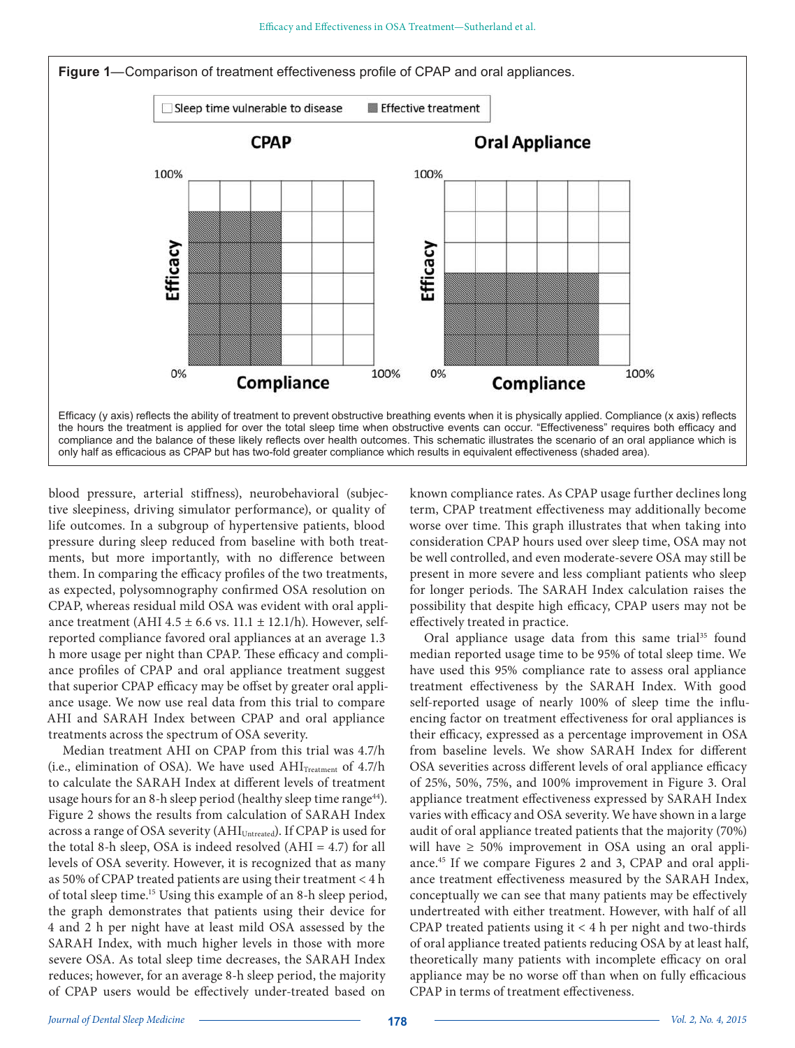**Figure 1**—Comparison of treatment effectiveness profile of CPAP and oral appliances.

Efficacy (y axis) reflects the ability of treatment to prevent obstructive breathing events when it is physically applied. Compliance (x axis) reflects the hours the treatment is applied for over the total sleep time when obstructive events can occur. "Effectiveness" requires both efficacy and compliance and the balance of these likely reflects over health outcomes. This schematic illustrates the scenario of an oral appliance which is only half as efficacious as CPAP but has two-fold greater compliance which results in equivalent effectiveness (shaded area).

blood pressure, arterial stiffness), neurobehavioral (subjective sleepiness, driving simulator performance), or quality of life outcomes. In a subgroup of hypertensive patients, blood pressure during sleep reduced from baseline with both treatments, but more importantly, with no difference between them. In comparing the efficacy profiles of the two treatments, as expected, polysomnography confirmed OSA resolution on CPAP, whereas residual mild OSA was evident with oral appliance treatment (AHI 4.5 ± 6.6 vs. 11.1 ± 12.1/h). However, self-reported compliance favored oral appliances at an average 1.3 h more usage per night than CPAP. These efficacy and compliance profiles of CPAP and oral appliance treatment suggest that superior CPAP efficacy may be offset by greater oral appliance usage. We now use real data from this trial to compare AHI and SARAH Index between CPAP and oral appliance treatments across the spectrum of OSA severity.

Median treatment AHI on CPAP from this trial was 4.7/h (i.e., elimination of OSA). We have used $AHI_{Treatment}$ of 4.7/h to calculate the SARAH Index at different levels of treatment usage hours for an 8-h sleep period (healthy sleep time range[44]). Figure 2 shows the results from calculation of SARAH Index across a range of OSA severity ($AHI_{Untreated}$). If CPAP is used for the total 8-h sleep, OSA is indeed resolved (AHI = 4.7) for all levels of OSA severity. However, it is recognized that as many as 50% of CPAP treated patients are using their treatment < 4 h of total sleep time.[15] Using this example of an 8-h sleep period, the graph demonstrates that patients using their device for 4 and 2 h per night have at least mild OSA assessed by the SARAH Index, with much higher levels in those with more severe OSA. As total sleep time decreases, the SARAH Index reduces; however, for an average 8-h sleep period, the majority of CPAP users would be effectively under-treated based on known compliance rates. As CPAP usage further declines long term, CPAP treatment effectiveness may additionally become worse over time. This graph illustrates that when taking into consideration CPAP hours used over sleep time, OSA may not be well controlled, and even moderate-severe OSA may still be present in more severe and less compliant patients who sleep for longer periods. The SARAH Index calculation raises the possibility that despite high efficacy, CPAP users may not be effectively treated in practice.

Oral appliance usage data from this same trial[35] found median reported usage time to be 95% of total sleep time. We have used this 95% compliance rate to assess oral appliance treatment effectiveness by the SARAH Index. With good self-reported usage of nearly 100% of sleep time the influencing factor on treatment effectiveness for oral appliances is their efficacy, expressed as a percentage improvement in OSA from baseline levels. We show SARAH Index for different OSA severities across different levels of oral appliance efficacy of 25%, 50%, 75%, and 100% improvement in Figure 3. Oral appliance treatment effectiveness expressed by SARAH Index varies with efficacy and OSA severity. We have shown in a large audit of oral appliance treated patients that the majority (70%) will have ≥ 50% improvement in OSA using an oral appliance.[45] If we compare Figures 2 and 3, CPAP and oral appliance treatment effectiveness measured by the SARAH Index, conceptually we can see that many patients may be effectively undertreated with either treatment. However, with half of all CPAP treated patients using it < 4 h per night and two-thirds of oral appliance treated patients reducing OSA by at least half, theoretically many patients with incomplete efficacy on oral appliance may be no worse off than when on fully efficacious CPAP in terms of treatment effectiveness.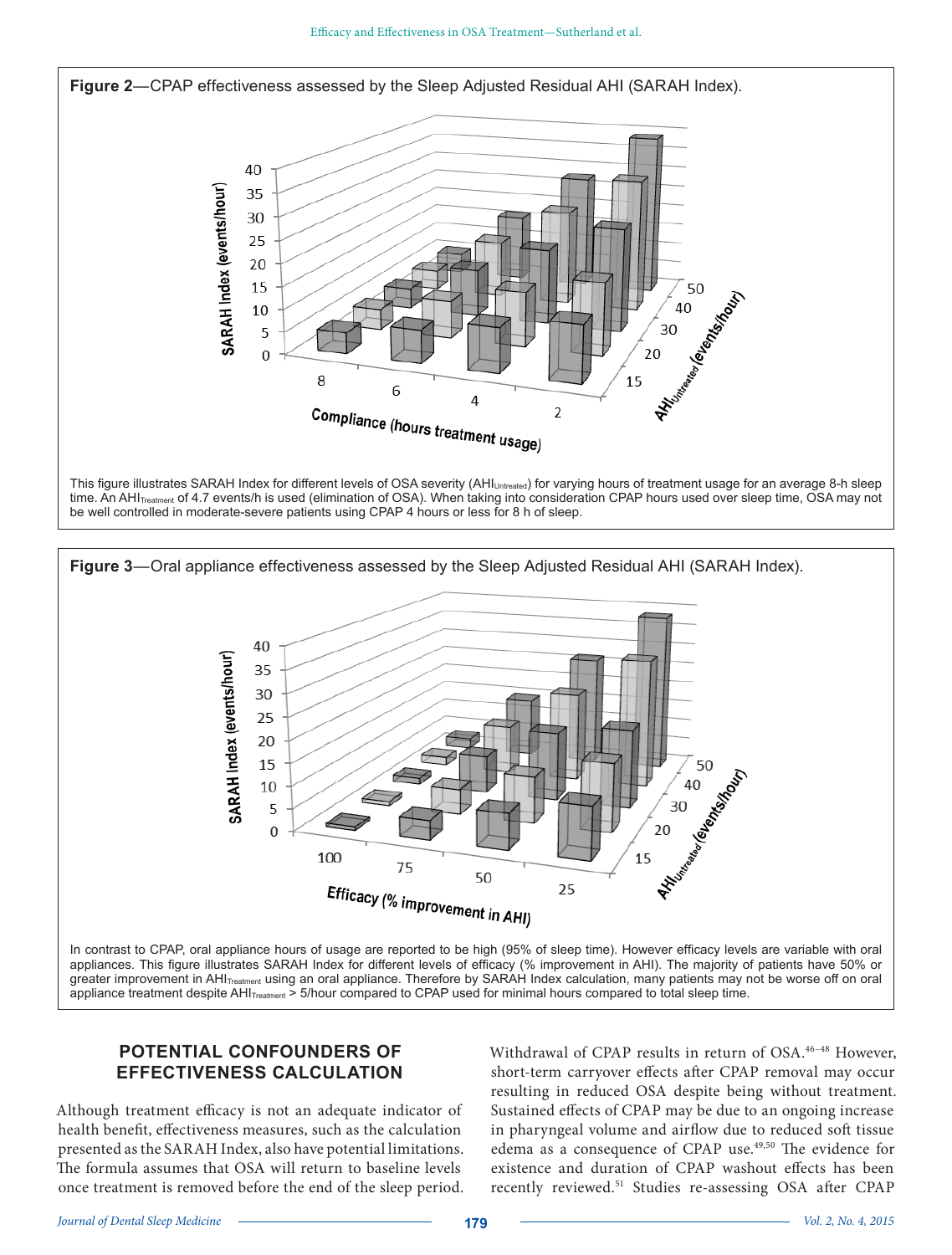**Figure 2**—CPAP effectiveness assessed by the Sleep Adjusted Residual AHI (SARAH Index).

This figure illustrates SARAH Index for different levels of OSA severity ($AHI_{Untreated}$) for varying hours of treatment usage for an average 8-h sleep time. An $AHI_{Treatment}$ of 4.7 events/h is used (elimination of OSA). When taking into consideration CPAP hours used over sleep time, OSA may not be well controlled in moderate-severe patients using CPAP 4 hours or less for 8 h of sleep.

**Figure 3**—Oral appliance effectiveness assessed by the Sleep Adjusted Residual AHI (SARAH Index).

In contrast to CPAP, oral appliance hours of usage are reported to be high (95% of sleep time). However efficacy levels are variable with oral appliances. This figure illustrates SARAH Index for different levels of efficacy (% improvement in AHI). The majority of patients have 50% or greater improvement in $AHI_{Treatment}$ using an oral appliance. Therefore by SARAH Index calculation, many patients may not be worse off on oral appliance treatment despite $AHI_{Treatment}$ > 5/hour compared to CPAP used for minimal hours compared to total sleep time.

## POTENTIAL CONFOUNDERS OF EFFECTIVENESS CALCULATION

Although treatment efficacy is not an adequate indicator of health benefit, effectiveness measures, such as the calculation presented as the SARAH Index, also have potential limitations. The formula assumes that OSA will return to baseline levels once treatment is removed before the end of the sleep period. Withdrawal of CPAP results in return of OSA.[46–48] However, short-term carryover effects after CPAP removal may occur resulting in reduced OSA despite being without treatment. Sustained effects of CPAP may be due to an ongoing increase in pharyngeal volume and airflow due to reduced soft tissue edema as a consequence of CPAP use.[49,50] The evidence for existence and duration of CPAP washout effects has been recently reviewed.[51] Studies re-assessing OSA after CPAP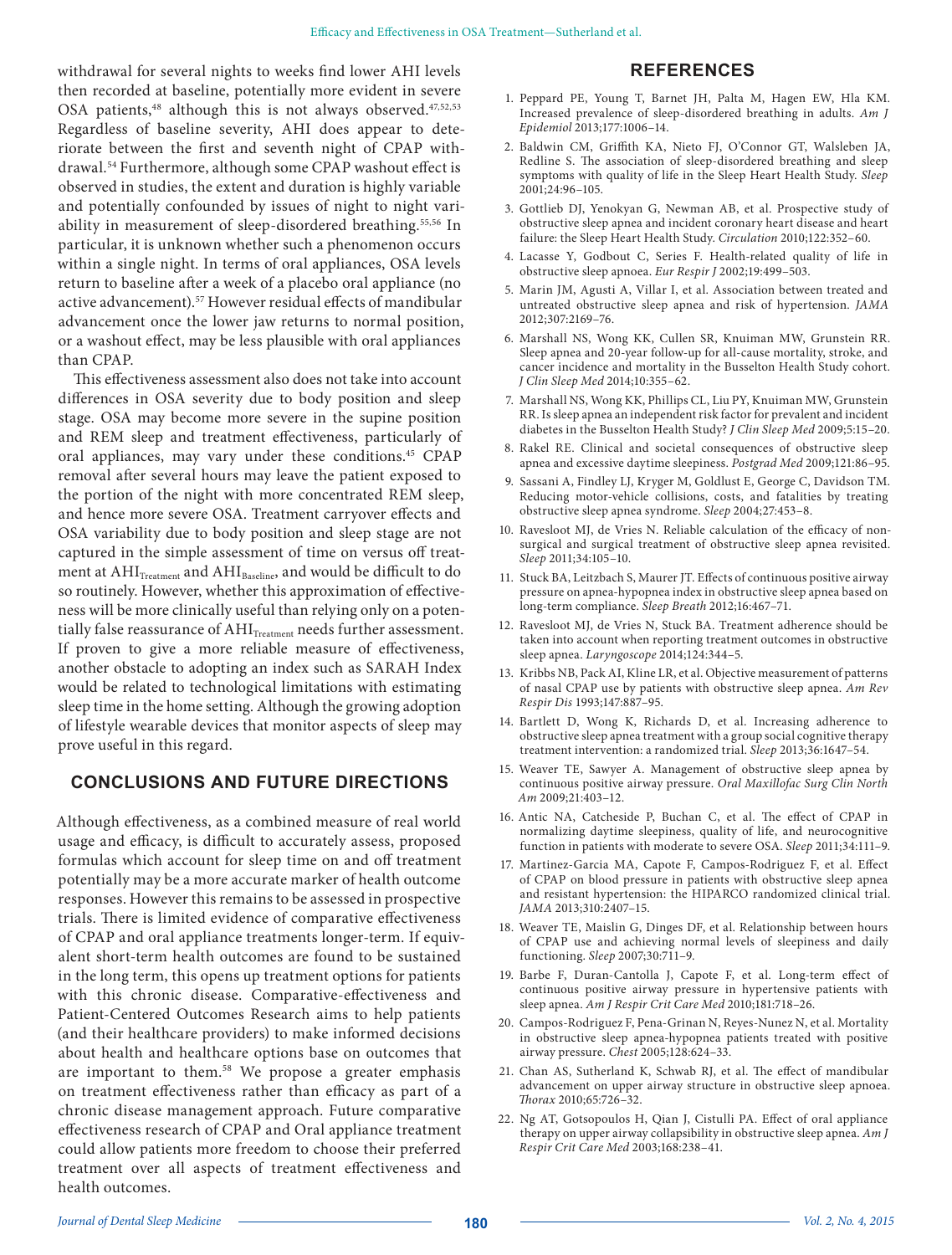withdrawal for several nights to weeks find lower AHI levels then recorded at baseline, potentially more evident in severe OSA patients,[48] although this is not always observed.[47,52,53] Regardless of baseline severity, AHI does appear to deteriorate between the first and seventh night of CPAP withdrawal.[54] Furthermore, although some CPAP washout effect is observed in studies, the extent and duration is highly variable and potentially confounded by issues of night to night variability in measurement of sleep-disordered breathing.[55,56] In particular, it is unknown whether such a phenomenon occurs within a single night. In terms of oral appliances, OSA levels return to baseline after a week of a placebo oral appliance (no active advancement).[57] However residual effects of mandibular advancement once the lower jaw returns to normal position, or a washout effect, may be less plausible with oral appliances than CPAP.

This effectiveness assessment also does not take into account differences in OSA severity due to body position and sleep stage. OSA may become more severe in the supine position and REM sleep and treatment effectiveness, particularly of oral appliances, may vary under these conditions.[45] CPAP removal after several hours may leave the patient exposed to the portion of the night with more concentrated REM sleep, and hence more severe OSA. Treatment carryover effects and OSA variability due to body position and sleep stage are not captured in the simple assessment of time on versus off treatment at $AHI_{Treatment}$ and $AHI_{Baseline}$, and would be difficult to do so routinely. However, whether this approximation of effectiveness will be more clinically useful than relying only on a potentially false reassurance of $AHI_{Treatment}$ needs further assessment. If proven to give a more reliable measure of effectiveness, another obstacle to adopting an index such as SARAH Index would be related to technological limitations with estimating sleep time in the home setting. Although the growing adoption of lifestyle wearable devices that monitor aspects of sleep may prove useful in this regard.

## CONCLUSIONS AND FUTURE DIRECTIONS

Although effectiveness, as a combined measure of real world usage and efficacy, is difficult to accurately assess, proposed formulas which account for sleep time on and off treatment potentially may be a more accurate marker of health outcome responses. However this remains to be assessed in prospective trials. There is limited evidence of comparative effectiveness of CPAP and oral appliance treatments longer-term. If equivalent short-term health outcomes are found to be sustained in the long term, this opens up treatment options for patients with this chronic disease. Comparative-effectiveness and Patient-Centered Outcomes Research aims to help patients (and their healthcare providers) to make informed decisions about health and healthcare options base on outcomes that are important to them.[58] We propose a greater emphasis on treatment effectiveness rather than efficacy as part of a chronic disease management approach. Future comparative effectiveness research of CPAP and Oral appliance treatment could allow patients more freedom to choose their preferred treatment over all aspects of treatment effectiveness and health outcomes.

## REFERENCES

1. Peppard PE, Young T, Barnet JH, Palta M, Hagen EW, Hla KM. Increased prevalence of sleep-disordered breathing in adults. *Am J Epidemiol* 2013;177:1006–14.
2. Baldwin CM, Griffith KA, Nieto FJ, O'Connor GT, Walsleben JA, Redline S. The association of sleep-disordered breathing and sleep symptoms with quality of life in the Sleep Heart Health Study. *Sleep* 2001;24:96–105.
3. Gottlieb DJ, Yenokyan G, Newman AB, et al. Prospective study of obstructive sleep apnea and incident coronary heart disease and heart failure: the Sleep Heart Health Study. *Circulation* 2010;122:352–60.
4. Lacasse Y, Godbout C, Series F. Health-related quality of life in obstructive sleep apnoea. *Eur Respir J* 2002;19:499–503.
5. Marin JM, Agusti A, Villar I, et al. Association between treated and untreated obstructive sleep apnea and risk of hypertension. *JAMA* 2012;307:2169–76.
6. Marshall NS, Wong KK, Cullen SR, Knuiman MW, Grunstein RR. Sleep apnea and 20-year follow-up for all-cause mortality, stroke, and cancer incidence and mortality in the Busselton Health Study cohort. *J Clin Sleep Med* 2014;10:355–62.
7. Marshall NS, Wong KK, Phillips CL, Liu PY, Knuiman MW, Grunstein RR. Is sleep apnea an independent risk factor for prevalent and incident diabetes in the Busselton Health Study? *J Clin Sleep Med* 2009;5:15–20.
8. Rakel RE. Clinical and societal consequences of obstructive sleep apnea and excessive daytime sleepiness. *Postgrad Med* 2009;121:86–95.
9. Sassani A, Findley LJ, Kryger M, Goldlust E, George C, Davidson TM. Reducing motor-vehicle collisions, costs, and fatalities by treating obstructive sleep apnea syndrome. *Sleep* 2004;27:453–8.
10. Ravesloot MJ, de Vries N. Reliable calculation of the efficacy of non-surgical and surgical treatment of obstructive sleep apnea revisited. *Sleep* 2011;34:105–10.
11. Stuck BA, Leitzbach S, Maurer JT. Effects of continuous positive airway pressure on apnea-hypopnea index in obstructive sleep apnea based on long-term compliance. *Sleep Breath* 2012;16:467–71.
12. Ravesloot MJ, de Vries N, Stuck BA. Treatment adherence should be taken into account when reporting treatment outcomes in obstructive sleep apnea. *Laryngoscope* 2014;124:344–5.
13. Kribbs NB, Pack AI, Kline LR, et al. Objective measurement of patterns of nasal CPAP use by patients with obstructive sleep apnea. *Am Rev Respir Dis* 1993;147:887–95.
14. Bartlett D, Wong K, Richards D, et al. Increasing adherence to obstructive sleep apnea treatment with a group social cognitive therapy treatment intervention: a randomized trial. *Sleep* 2013;36:1647–54.
15. Weaver TE, Sawyer A. Management of obstructive sleep apnea by continuous positive airway pressure. *Oral Maxillofac Surg Clin North Am* 2009;21:403–12.
16. Antic NA, Catcheside P, Buchan C, et al. The effect of CPAP in normalizing daytime sleepiness, quality of life, and neurocognitive function in patients with moderate to severe OSA. *Sleep* 2011;34:111–9.
17. Martinez-Garcia MA, Capote F, Campos-Rodriguez F, et al. Effect of CPAP on blood pressure in patients with obstructive sleep apnea and resistant hypertension: the HIPARCO randomized clinical trial. *JAMA* 2013;310:2407–15.
18. Weaver TE, Maislin G, Dinges DF, et al. Relationship between hours of CPAP use and achieving normal levels of sleepiness and daily functioning. *Sleep* 2007;30:711–9.
19. Barbe F, Duran-Cantolla J, Capote F, et al. Long-term effect of continuous positive airway pressure in hypertensive patients with sleep apnea. *Am J Respir Crit Care Med* 2010;181:718–26.
20. Campos-Rodriguez F, Pena-Grinan N, Reyes-Nunez N, et al. Mortality in obstructive sleep apnea-hypopnea patients treated with positive airway pressure. *Chest* 2005;128:624–33.
21. Chan AS, Sutherland K, Schwab RJ, et al. The effect of mandibular advancement on upper airway structure in obstructive sleep apnoea. *Thorax* 2010;65:726–32.
22. Ng AT, Gotsopoulos H, Qian J, Cistulli PA. Effect of oral appliance therapy on upper airway collapsibility in obstructive sleep apnea. *Am J Respir Crit Care Med* 2003;168:238–41.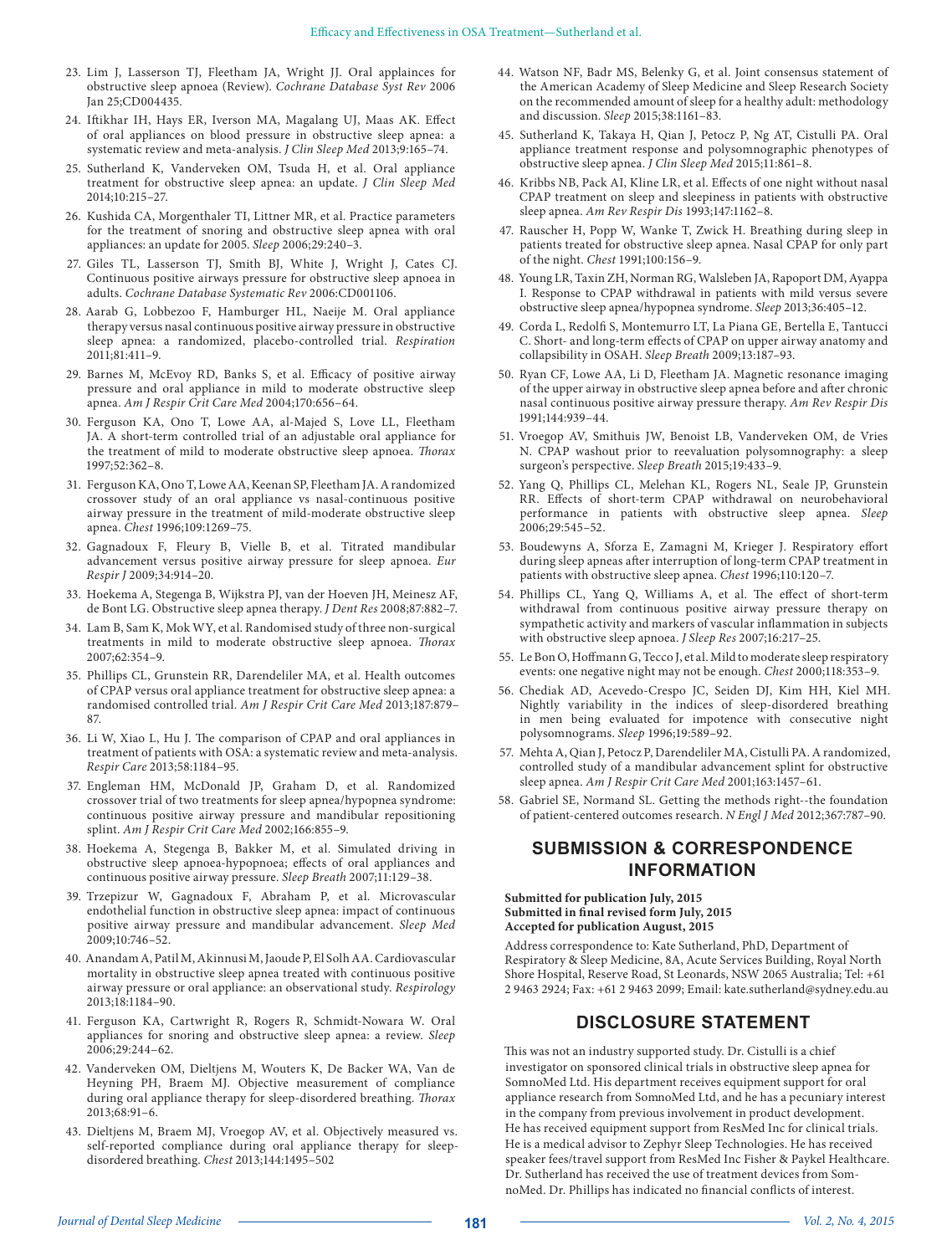23. Lim J, Lasserson TJ, Fleetham JA, Wright JJ. Oral applainces for obstructive sleep apnoea (Review). *Cochrane Database Syst Rev* 2006 Jan 25;CD004435.
24. Iftikhar IH, Hays ER, Iverson MA, Magalang UJ, Maas AK. Effect of oral appliances on blood pressure in obstructive sleep apnea: a systematic review and meta-analysis. *J Clin Sleep Med* 2013;9:165–74.
25. Sutherland K, Vanderveken OM, Tsuda H, et al. Oral appliance treatment for obstructive sleep apnea: an update. *J Clin Sleep Med* 2014;10:215–27.
26. Kushida CA, Morgenthaler TI, Littner MR, et al. Practice parameters for the treatment of snoring and obstructive sleep apnea with oral appliances: an update for 2005. *Sleep* 2006;29:240–3.
27. Giles TL, Lasserson TJ, Smith BJ, White J, Wright J, Cates CJ. Continuous positive airways pressure for obstructive sleep apnoea in adults. *Cochrane Database Systematic Rev* 2006:CD001106.
28. Aarab G, Lobbezoo F, Hamburger HL, Naeije M. Oral appliance therapy versus nasal continuous positive airway pressure in obstructive sleep apnea: a randomized, placebo-controlled trial. *Respiration* 2011;81:411–9.
29. Barnes M, McEvoy RD, Banks S, et al. Efficacy of positive airway pressure and oral appliance in mild to moderate obstructive sleep apnea. *Am J Respir Crit Care Med* 2004;170:656–64.
30. Ferguson KA, Ono T, Lowe AA, al-Majed S, Love LL, Fleetham JA. A short-term controlled trial of an adjustable oral appliance for the treatment of mild to moderate obstructive sleep apnoea. *Thorax* 1997;52:362–8.
31. Ferguson KA, Ono T, Lowe AA, Keenan SP, Fleetham JA. A randomized crossover study of an oral appliance vs nasal-continuous positive airway pressure in the treatment of mild-moderate obstructive sleep apnea. *Chest* 1996;109:1269–75.
32. Gagnadoux F, Fleury B, Vielle B, et al. Titrated mandibular advancement versus positive airway pressure for sleep apnoea. *Eur Respir J* 2009;34:914–20.
33. Hoekema A, Stegenga B, Wijkstra PJ, van der Hoeven JH, Meinesz AF, de Bont LG. Obstructive sleep apnea therapy. *J Dent Res* 2008;87:882–7.
34. Lam B, Sam K, Mok WY, et al. Randomised study of three non-surgical treatments in mild to moderate obstructive sleep apnoea. *Thorax* 2007;62:354–9.
35. Phillips CL, Grunstein RR, Darendeliler MA, et al. Health outcomes of CPAP versus oral appliance treatment for obstructive sleep apnea: a randomised controlled trial. *Am J Respir Crit Care Med* 2013;187:879–87.
36. Li W, Xiao L, Hu J. The comparison of CPAP and oral appliances in treatment of patients with OSA: a systematic review and meta-analysis. *Respir Care* 2013;58:1184–95.
37. Engleman HM, McDonald JP, Graham D, et al. Randomized crossover trial of two treatments for sleep apnea/hypopnea syndrome: continuous positive airway pressure and mandibular repositioning splint. *Am J Respir Crit Care Med* 2002;166:855–9.
38. Hoekema A, Stegenga B, Bakker M, et al. Simulated driving in obstructive sleep apnoea-hypopnoea; effects of oral appliances and continuous positive airway pressure. *Sleep Breath* 2007;11:129–38.
39. Trzepizur W, Gagnadoux F, Abraham P, et al. Microvascular endothelial function in obstructive sleep apnea: impact of continuous positive airway pressure and mandibular advancement. *Sleep Med* 2009;10:746–52.
40. Anandam A, Patil M, Akinnusi M, Jaoude P, El Solh AA. Cardiovascular mortality in obstructive sleep apnoea treated with continuous positive airway pressure or oral appliance: an observational study. *Respirology* 2013;18:1184–90.
41. Ferguson KA, Cartwright R, Rogers R, Schmidt-Nowara W. Oral appliances for snoring and obstructive sleep apnea: a review. *Sleep* 2006;29:244–62.
42. Vanderveken OM, Dieltjens M, Wouters K, De Backer WA, Van de Heyning PH, Braem MJ. Objective measurement of compliance during oral appliance therapy for sleep-disordered breathing. *Thorax* 2013;68:91–6.
43. Dieltjens M, Braem MJ, Vroegop AV, et al. Objectively measured vs. self-reported compliance during oral appliance therapy for sleep-disordered breathing. *Chest* 2013;144:1495–502
44. Watson NF, Badr MS, Belenky G, et al. Joint consensus statement of the American Academy of Sleep Medicine and Sleep Research Society on the recommended amount of sleep for a healthy adult: methodology and discussion. *Sleep* 2015;38:1161–83.
45. Sutherland K, Takaya H, Qian J, Petocz P, Ng AT, Cistulli PA. Oral appliance treatment response and polysomnographic phenotypes of obstructive sleep apnea. *J Clin Sleep Med* 2015;11:861–8.
46. Kribbs NB, Pack AI, Kline LR, et al. Effects of one night without nasal CPAP treatment on sleep and sleepiness in patients with obstructive sleep apnea. *Am Rev Respir Dis* 1993;147:1162–8.
47. Rauscher H, Popp W, Wanke T, Zwick H. Breathing during sleep in patients treated for obstructive sleep apnea. Nasal CPAP for only part of the night. *Chest* 1991;100:156–9.
48. Young LR, Taxin ZH, Norman RG, Walsleben JA, Rapoport DM, Ayappa I. Response to CPAP withdrawal in patients with mild versus severe obstructive sleep apnea/hypopnea syndrome. *Sleep* 2013;36:405–12.
49. Corda L, Redolfi S, Montemurro LT, La Piana GE, Bertella E, Tantucci C. Short- and long-term effects of CPAP on upper airway anatomy and collapsibility in OSAH. *Sleep Breath* 2009;13:187–93.
50. Ryan CF, Lowe AA, Li D, Fleetham JA. Magnetic resonance imaging of the upper airway in obstructive sleep apnea before and after chronic nasal continuous positive airway pressure therapy. *Am Rev Respir Dis* 1991;144:939–44.
51. Vroegop AV, Smithuis JW, Benoist LB, Vanderveken OM, de Vries N. CPAP washout prior to reevaluation polysomnography: a sleep surgeon's perspective. *Sleep Breath* 2015;19:433–9.
52. Yang Q, Phillips CL, Melehan KL, Rogers NL, Seale JP, Grunstein RR. Effects of short-term CPAP withdrawal on neurobehavioral performance in patients with obstructive sleep apnea. *Sleep* 2006;29:545–52.
53. Boudewyns A, Sforza E, Zamagni M, Krieger J. Respiratory effort during sleep apneas after interruption of long-term CPAP treatment in patients with obstructive sleep apnea. *Chest* 1996;110:120–7.
54. Phillips CL, Yang Q, Williams A, et al. The effect of short-term withdrawal from continuous positive airway pressure therapy on sympathetic activity and markers of vascular inflammation in subjects with obstructive sleep apnoea. *J Sleep Res* 2007;16:217–25.
55. Le Bon O, Hoffmann G, Tecco J, et al. Mild to moderate sleep respiratory events: one negative night may not be enough. *Chest* 2000;118:353–9.
56. Chediak AD, Acevedo-Crespo JC, Seiden DJ, Kim HH, Kiel MH. Nightly variability in the indices of sleep-disordered breathing in men being evaluated for impotence with consecutive night polysomnograms. *Sleep* 1996;19:589–92.
57. Mehta A, Qian J, Petocz P, Darendeliler MA, Cistulli PA. A randomized, controlled study of a mandibular advancement splint for obstructive sleep apnea. *Am J Respir Crit Care Med* 2001;163:1457–61.
58. Gabriel SE, Normand SL. Getting the methods right--the foundation of patient-centered outcomes research. *N Engl J Med* 2012;367:787–90.

## SUBMISSION & CORRESPONDENCE INFORMATION

**Submitted for publication July, 2015**
**Submitted in final revised form July, 2015**
**Accepted for publication August, 2015**

Address correspondence to: Kate Sutherland, PhD, Department of Respiratory & Sleep Medicine, 8A, Acute Services Building, Royal North Shore Hospital, Reserve Road, St Leonards, NSW 2065 Australia; Tel: +61 2 9463 2924; Fax: +61 2 9463 2099; Email: kate.sutherland@sydney.edu.au

## DISCLOSURE STATEMENT

This was not an industry supported study. Dr. Cistulli is a chief investigator on sponsored clinical trials in obstructive sleep apnea for SomnoMed Ltd. His department receives equipment support for oral appliance research from SomnoMed Ltd, and he has a pecuniary interest in the company from previous involvement in product development. He has received equipment support from ResMed Inc for clinical trials. He is a medical advisor to Zephyr Sleep Technologies. He has received speaker fees/travel support from ResMed Inc Fisher & Paykel Healthcare. Dr. Sutherland has received the use of treatment devices from SomnoMed. Dr. Phillips has indicated no financial conflicts of interest.